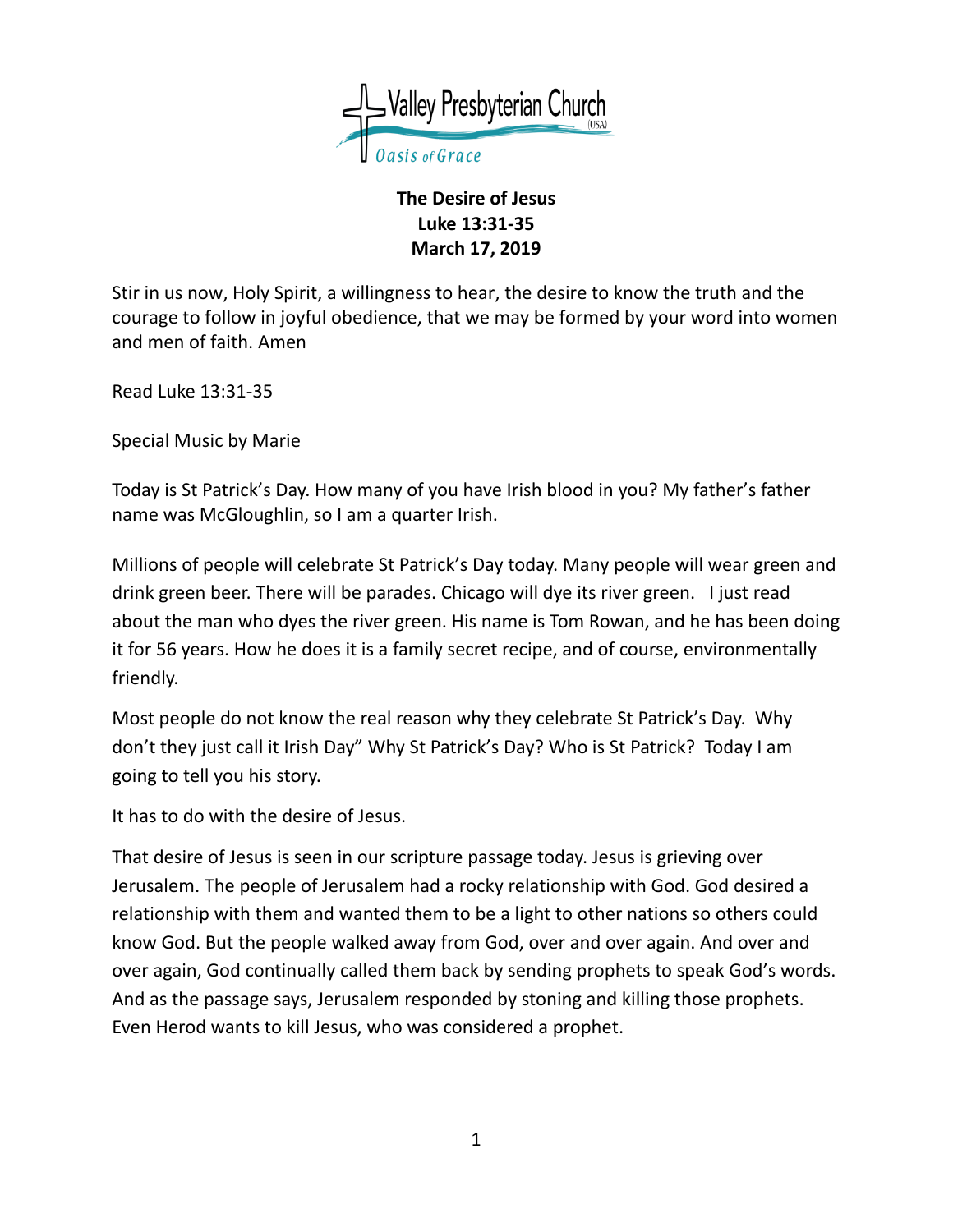Valley Presbyterian Church (USA)
Oasis of Grace

**The Desire of Jesus**
**Luke 13:31-35**
**March 17, 2019**

Stir in us now, Holy Spirit, a willingness to hear, the desire to know the truth and the courage to follow in joyful obedience, that we may be formed by your word into women and men of faith. Amen

Read Luke 13:31-35

Special Music by Marie

Today is St Patrick's Day. How many of you have Irish blood in you? My father's father name was McGloughlin, so I am a quarter Irish.

Millions of people will celebrate St Patrick's Day today. Many people will wear green and drink green beer. There will be parades. Chicago will dye its river green. I just read about the man who dyes the river green. His name is Tom Rowan, and he has been doing it for 56 years. How he does it is a family secret recipe, and of course, environmentally friendly.

Most people do not know the real reason why they celebrate St Patrick's Day. Why don't they just call it Irish Day" Why St Patrick's Day? Who is St Patrick? Today I am going to tell you his story.

It has to do with the desire of Jesus.

That desire of Jesus is seen in our scripture passage today. Jesus is grieving over Jerusalem. The people of Jerusalem had a rocky relationship with God. God desired a relationship with them and wanted them to be a light to other nations so others could know God. But the people walked away from God, over and over again. And over and over again, God continually called them back by sending prophets to speak God's words. And as the passage says, Jerusalem responded by stoning and killing those prophets. Even Herod wants to kill Jesus, who was considered a prophet.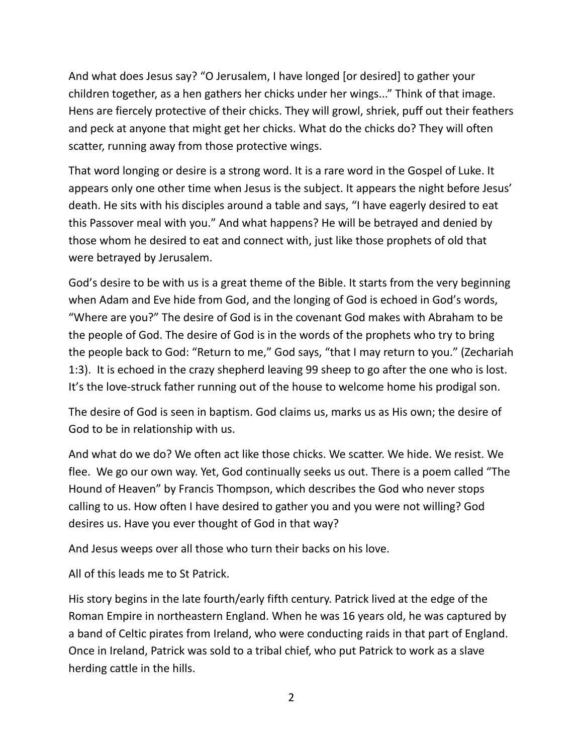And what does Jesus say? "O Jerusalem, I have longed [or desired] to gather your children together, as a hen gathers her chicks under her wings..." Think of that image. Hens are fiercely protective of their chicks. They will growl, shriek, puff out their feathers and peck at anyone that might get her chicks. What do the chicks do? They will often scatter, running away from those protective wings.

That word longing or desire is a strong word. It is a rare word in the Gospel of Luke. It appears only one other time when Jesus is the subject. It appears the night before Jesus' death. He sits with his disciples around a table and says, "I have eagerly desired to eat this Passover meal with you." And what happens? He will be betrayed and denied by those whom he desired to eat and connect with, just like those prophets of old that were betrayed by Jerusalem.

God's desire to be with us is a great theme of the Bible. It starts from the very beginning when Adam and Eve hide from God, and the longing of God is echoed in God's words, "Where are you?" The desire of God is in the covenant God makes with Abraham to be the people of God. The desire of God is in the words of the prophets who try to bring the people back to God: "Return to me," God says, "that I may return to you." (Zechariah 1:3). It is echoed in the crazy shepherd leaving 99 sheep to go after the one who is lost. It's the love-struck father running out of the house to welcome home his prodigal son.

The desire of God is seen in baptism. God claims us, marks us as His own; the desire of God to be in relationship with us.

And what do we do? We often act like those chicks. We scatter. We hide. We resist. We flee. We go our own way. Yet, God continually seeks us out. There is a poem called "The Hound of Heaven" by Francis Thompson, which describes the God who never stops calling to us. How often I have desired to gather you and you were not willing? God desires us. Have you ever thought of God in that way?

And Jesus weeps over all those who turn their backs on his love.

All of this leads me to St Patrick.

His story begins in the late fourth/early fifth century. Patrick lived at the edge of the Roman Empire in northeastern England. When he was 16 years old, he was captured by a band of Celtic pirates from Ireland, who were conducting raids in that part of England. Once in Ireland, Patrick was sold to a tribal chief, who put Patrick to work as a slave herding cattle in the hills.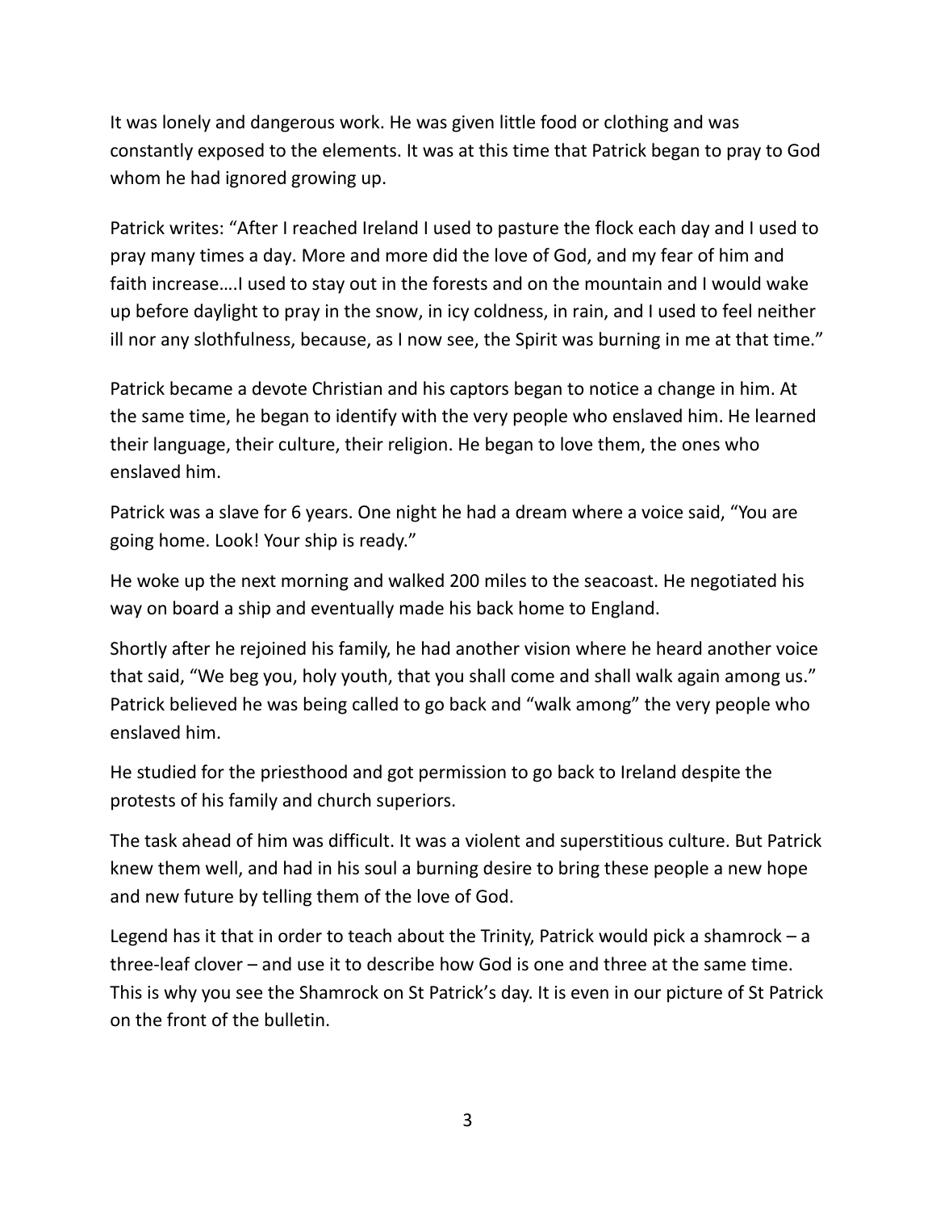It was lonely and dangerous work. He was given little food or clothing and was constantly exposed to the elements. It was at this time that Patrick began to pray to God whom he had ignored growing up.

Patrick writes: "After I reached Ireland I used to pasture the flock each day and I used to pray many times a day. More and more did the love of God, and my fear of him and faith increase….I used to stay out in the forests and on the mountain and I would wake up before daylight to pray in the snow, in icy coldness, in rain, and I used to feel neither ill nor any slothfulness, because, as I now see, the Spirit was burning in me at that time."

Patrick became a devote Christian and his captors began to notice a change in him. At the same time, he began to identify with the very people who enslaved him. He learned their language, their culture, their religion. He began to love them, the ones who enslaved him.

Patrick was a slave for 6 years. One night he had a dream where a voice said, "You are going home. Look! Your ship is ready."

He woke up the next morning and walked 200 miles to the seacoast. He negotiated his way on board a ship and eventually made his back home to England.

Shortly after he rejoined his family, he had another vision where he heard another voice that said, "We beg you, holy youth, that you shall come and shall walk again among us." Patrick believed he was being called to go back and "walk among" the very people who enslaved him.

He studied for the priesthood and got permission to go back to Ireland despite the protests of his family and church superiors.

The task ahead of him was difficult. It was a violent and superstitious culture. But Patrick knew them well, and had in his soul a burning desire to bring these people a new hope and new future by telling them of the love of God.

Legend has it that in order to teach about the Trinity, Patrick would pick a shamrock – a three-leaf clover – and use it to describe how God is one and three at the same time. This is why you see the Shamrock on St Patrick's day. It is even in our picture of St Patrick on the front of the bulletin.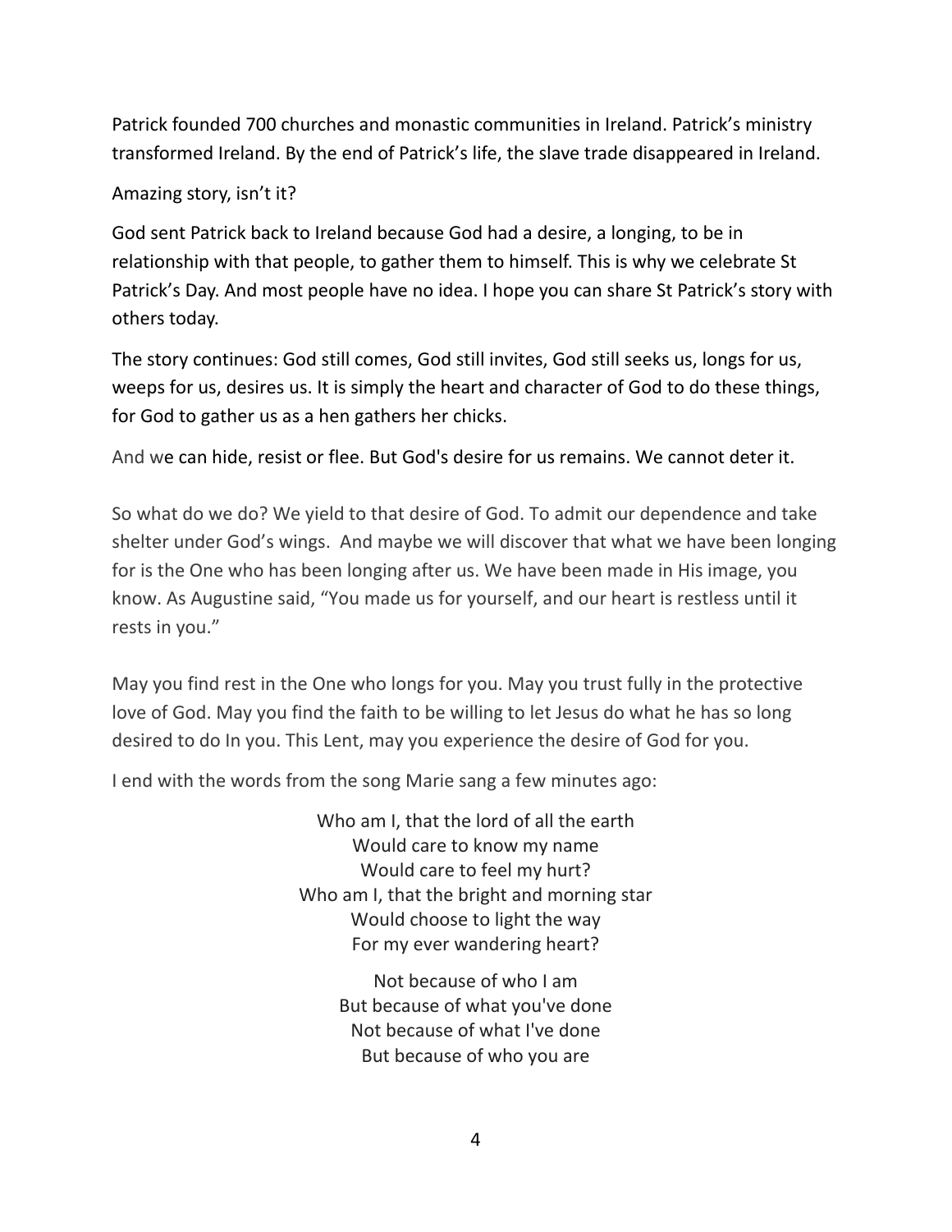Patrick founded 700 churches and monastic communities in Ireland. Patrick's ministry transformed Ireland. By the end of Patrick's life, the slave trade disappeared in Ireland.

Amazing story, isn't it?

God sent Patrick back to Ireland because God had a desire, a longing, to be in relationship with that people, to gather them to himself. This is why we celebrate St Patrick's Day. And most people have no idea. I hope you can share St Patrick's story with others today.

The story continues: God still comes, God still invites, God still seeks us, longs for us, weeps for us, desires us. It is simply the heart and character of God to do these things, for God to gather us as a hen gathers her chicks.

And we can hide, resist or flee. But God's desire for us remains. We cannot deter it.

So what do we do? We yield to that desire of God. To admit our dependence and take shelter under God's wings. And maybe we will discover that what we have been longing for is the One who has been longing after us. We have been made in His image, you know. As Augustine said, "You made us for yourself, and our heart is restless until it rests in you."

May you find rest in the One who longs for you. May you trust fully in the protective love of God. May you find the faith to be willing to let Jesus do what he has so long desired to do In you. This Lent, may you experience the desire of God for you.

I end with the words from the song Marie sang a few minutes ago:

Who am I, that the lord of all the earth
Would care to know my name
Would care to feel my hurt?
Who am I, that the bright and morning star
Would choose to light the way
For my ever wandering heart?

Not because of who I am
But because of what you've done
Not because of what I've done
But because of who you are